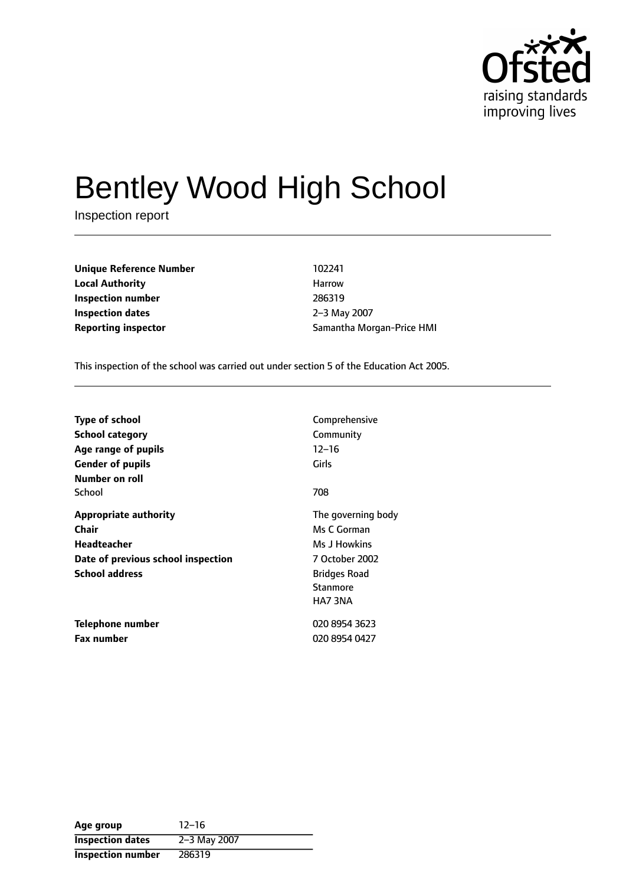Ofsted
raising standards
improving lives

# Bentley Wood High School

Inspection report

| | |
|---|---|
| **Unique Reference Number** | 102241 |
| **Local Authority** | Harrow |
| **Inspection number** | 286319 |
| **Inspection dates** | 2–3 May 2007 |
| **Reporting inspector** | Samantha Morgan-Price HMI |

This inspection of the school was carried out under section 5 of the Education Act 2005.

| | |
|---|---|
| **Type of school** | Comprehensive |
| **School category** | Community |
| **Age range of pupils** | 12–16 |
| **Gender of pupils** | Girls |
| **Number on roll** | |
| School | 708 |
| **Appropriate authority** | The governing body |
| **Chair** | Ms C Gorman |
| **Headteacher** | Ms J Howkins |
| **Date of previous school inspection** | 7 October 2002 |
| **School address** | Bridges Road<br>Stanmore<br>HA7 3NA |
| **Telephone number** | 020 8954 3623 |
| **Fax number** | 020 8954 0427 |

| | |
|---|---|
| **Age group** | 12–16 |
| **Inspection dates** | 2–3 May 2007 |
| **Inspection number** | 286319 |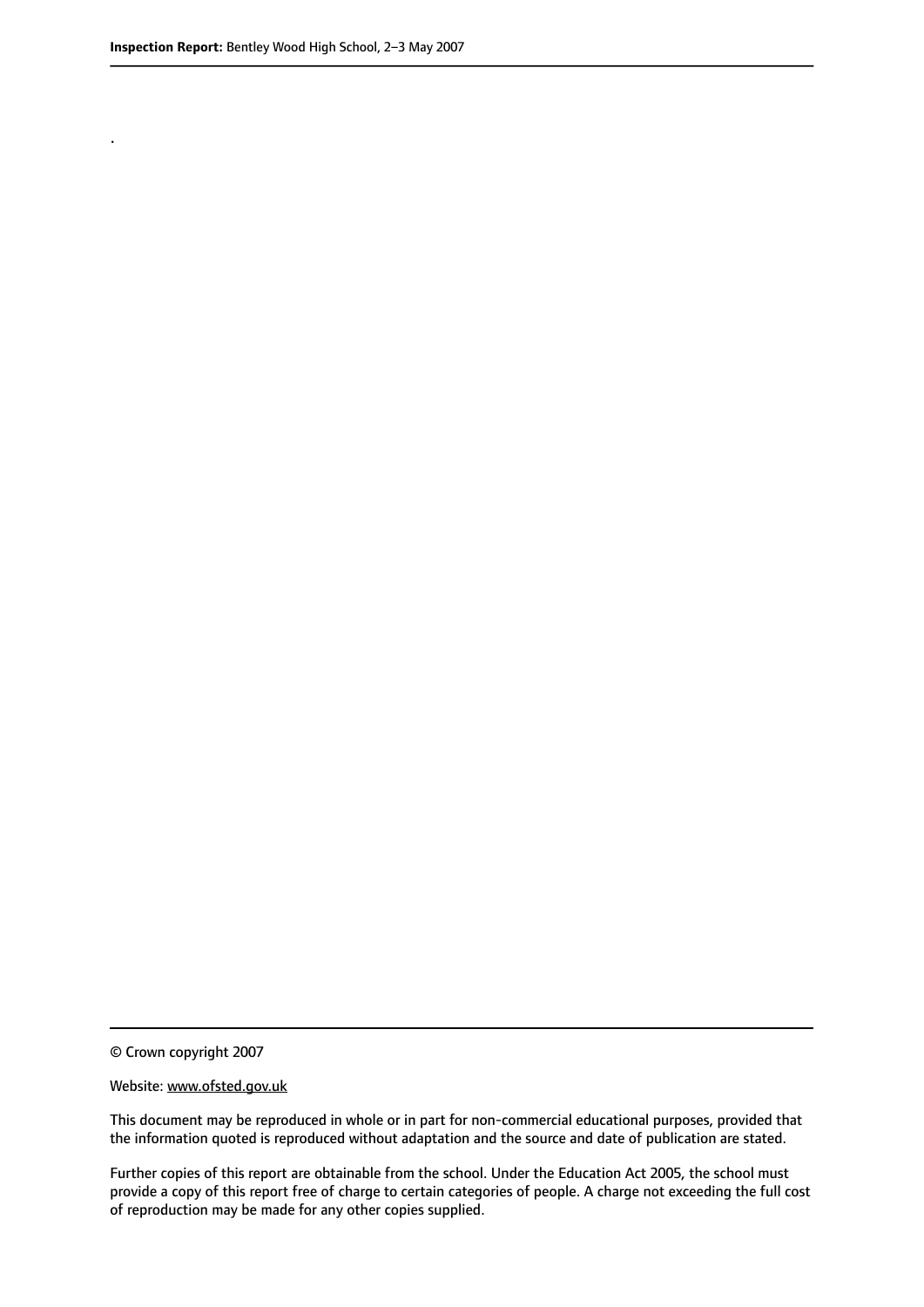.

© Crown copyright 2007

Website: www.ofsted.gov.uk

This document may be reproduced in whole or in part for non-commercial educational purposes, provided that the information quoted is reproduced without adaptation and the source and date of publication are stated.

Further copies of this report are obtainable from the school. Under the Education Act 2005, the school must provide a copy of this report free of charge to certain categories of people. A charge not exceeding the full cost of reproduction may be made for any other copies supplied.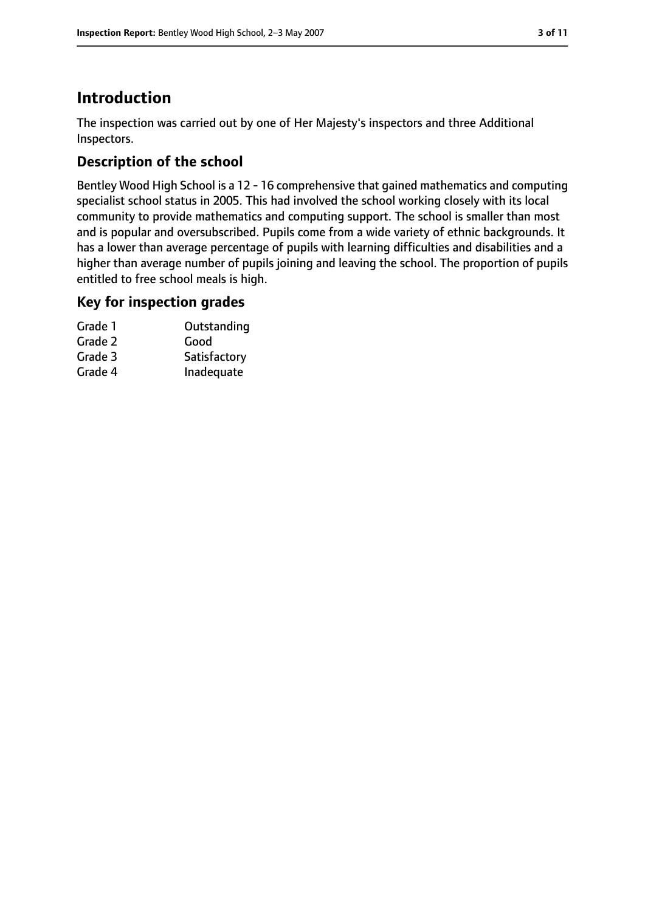# Introduction

The inspection was carried out by one of Her Majesty's inspectors and three Additional Inspectors.

## Description of the school

Bentley Wood High School is a 12 - 16 comprehensive that gained mathematics and computing specialist school status in 2005. This had involved the school working closely with its local community to provide mathematics and computing support. The school is smaller than most and is popular and oversubscribed. Pupils come from a wide variety of ethnic backgrounds. It has a lower than average percentage of pupils with learning difficulties and disabilities and a higher than average number of pupils joining and leaving the school. The proportion of pupils entitled to free school meals is high.

## Key for inspection grades

| | |
|---|---|
| Grade 1 | Outstanding |
| Grade 2 | Good |
| Grade 3 | Satisfactory |
| Grade 4 | Inadequate |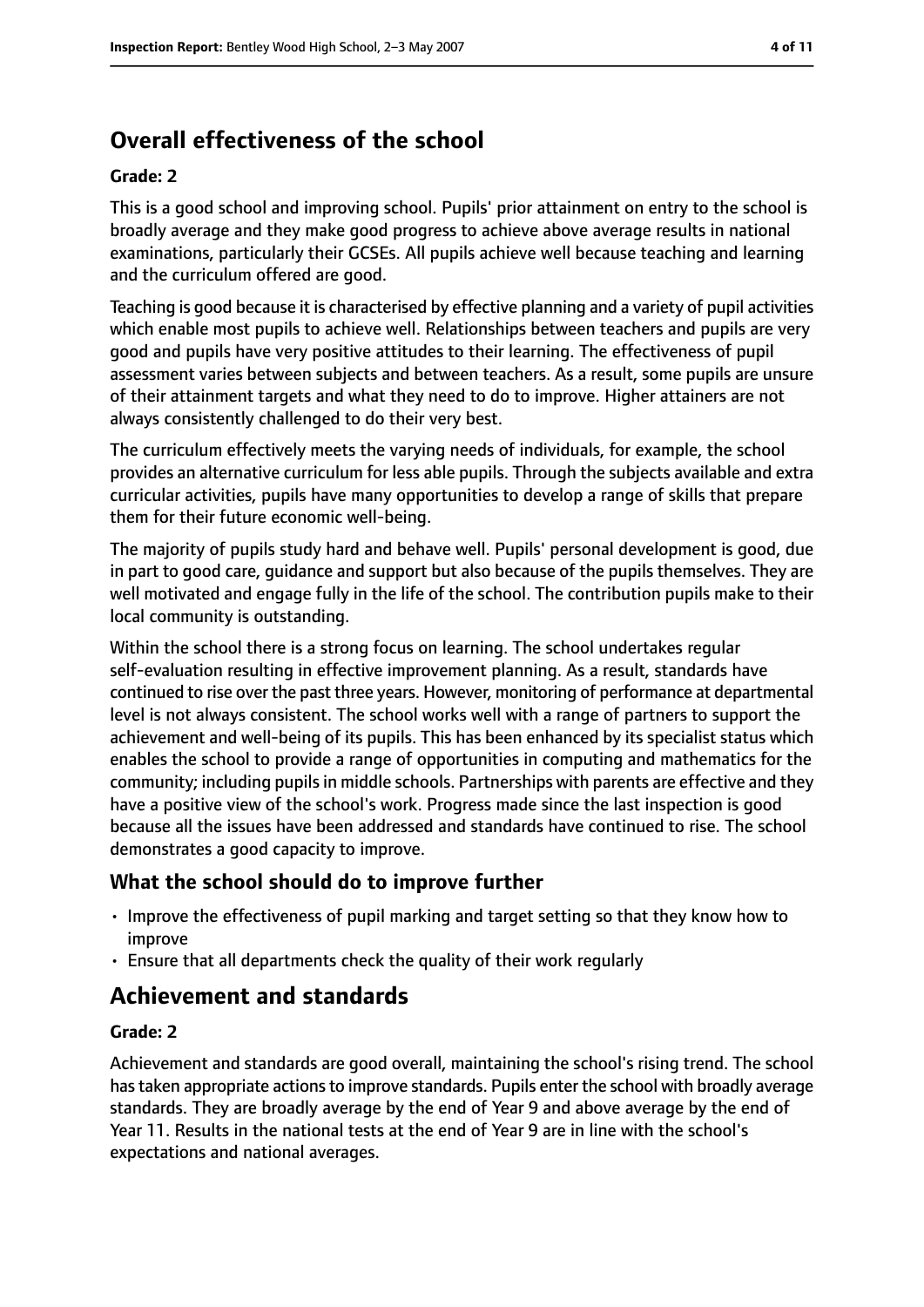# Overall effectiveness of the school

### Grade: 2

This is a good school and improving school. Pupils' prior attainment on entry to the school is broadly average and they make good progress to achieve above average results in national examinations, particularly their GCSEs. All pupils achieve well because teaching and learning and the curriculum offered are good.

Teaching is good because it is characterised by effective planning and a variety of pupil activities which enable most pupils to achieve well. Relationships between teachers and pupils are very good and pupils have very positive attitudes to their learning. The effectiveness of pupil assessment varies between subjects and between teachers. As a result, some pupils are unsure of their attainment targets and what they need to do to improve. Higher attainers are not always consistently challenged to do their very best.

The curriculum effectively meets the varying needs of individuals, for example, the school provides an alternative curriculum for less able pupils. Through the subjects available and extra curricular activities, pupils have many opportunities to develop a range of skills that prepare them for their future economic well-being.

The majority of pupils study hard and behave well. Pupils' personal development is good, due in part to good care, guidance and support but also because of the pupils themselves. They are well motivated and engage fully in the life of the school. The contribution pupils make to their local community is outstanding.

Within the school there is a strong focus on learning. The school undertakes regular self-evaluation resulting in effective improvement planning. As a result, standards have continued to rise over the past three years. However, monitoring of performance at departmental level is not always consistent. The school works well with a range of partners to support the achievement and well-being of its pupils. This has been enhanced by its specialist status which enables the school to provide a range of opportunities in computing and mathematics for the community; including pupils in middle schools. Partnerships with parents are effective and they have a positive view of the school's work. Progress made since the last inspection is good because all the issues have been addressed and standards have continued to rise. The school demonstrates a good capacity to improve.

## What the school should do to improve further

- Improve the effectiveness of pupil marking and target setting so that they know how to improve
- Ensure that all departments check the quality of their work regularly

# Achievement and standards

### Grade: 2

Achievement and standards are good overall, maintaining the school's rising trend. The school has taken appropriate actions to improve standards. Pupils enter the school with broadly average standards. They are broadly average by the end of Year 9 and above average by the end of Year 11. Results in the national tests at the end of Year 9 are in line with the school's expectations and national averages.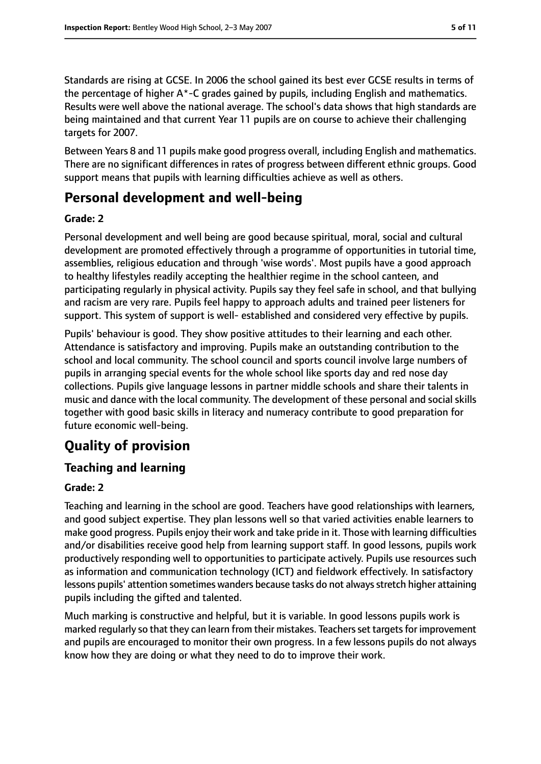Standards are rising at GCSE. In 2006 the school gained its best ever GCSE results in terms of the percentage of higher A*-C grades gained by pupils, including English and mathematics. Results were well above the national average. The school's data shows that high standards are being maintained and that current Year 11 pupils are on course to achieve their challenging targets for 2007.

Between Years 8 and 11 pupils make good progress overall, including English and mathematics. There are no significant differences in rates of progress between different ethnic groups. Good support means that pupils with learning difficulties achieve as well as others.

## Personal development and well-being

**Grade: 2**

Personal development and well being are good because spiritual, moral, social and cultural development are promoted effectively through a programme of opportunities in tutorial time, assemblies, religious education and through 'wise words'. Most pupils have a good approach to healthy lifestyles readily accepting the healthier regime in the school canteen, and participating regularly in physical activity. Pupils say they feel safe in school, and that bullying and racism are very rare. Pupils feel happy to approach adults and trained peer listeners for support. This system of support is well- established and considered very effective by pupils.

Pupils' behaviour is good. They show positive attitudes to their learning and each other. Attendance is satisfactory and improving. Pupils make an outstanding contribution to the school and local community. The school council and sports council involve large numbers of pupils in arranging special events for the whole school like sports day and red nose day collections. Pupils give language lessons in partner middle schools and share their talents in music and dance with the local community. The development of these personal and social skills together with good basic skills in literacy and numeracy contribute to good preparation for future economic well-being.

# Quality of provision

## Teaching and learning

**Grade: 2**

Teaching and learning in the school are good. Teachers have good relationships with learners, and good subject expertise. They plan lessons well so that varied activities enable learners to make good progress. Pupils enjoy their work and take pride in it. Those with learning difficulties and/or disabilities receive good help from learning support staff. In good lessons, pupils work productively responding well to opportunities to participate actively. Pupils use resources such as information and communication technology (ICT) and fieldwork effectively. In satisfactory lessons pupils' attention sometimes wanders because tasks do not always stretch higher attaining pupils including the gifted and talented.

Much marking is constructive and helpful, but it is variable. In good lessons pupils work is marked regularly so that they can learn from their mistakes. Teachers set targets for improvement and pupils are encouraged to monitor their own progress. In a few lessons pupils do not always know how they are doing or what they need to do to improve their work.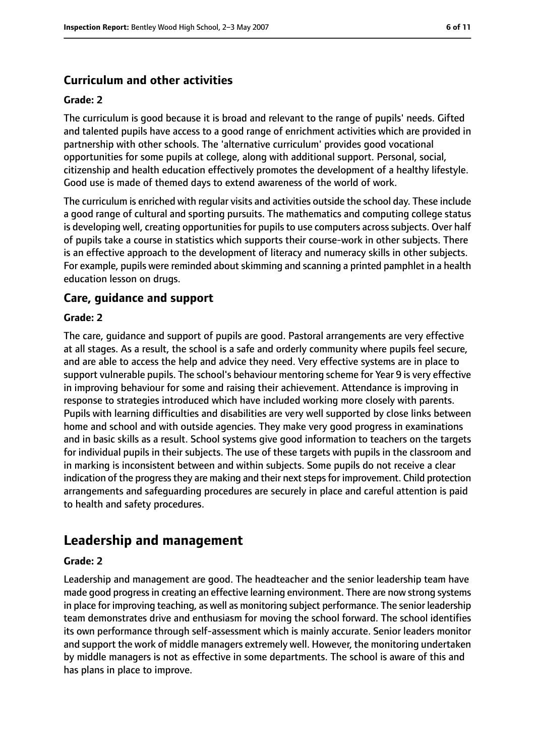### Curriculum and other activities

#### Grade: 2

The curriculum is good because it is broad and relevant to the range of pupils' needs. Gifted and talented pupils have access to a good range of enrichment activities which are provided in partnership with other schools. The 'alternative curriculum' provides good vocational opportunities for some pupils at college, along with additional support. Personal, social, citizenship and health education effectively promotes the development of a healthy lifestyle. Good use is made of themed days to extend awareness of the world of work.

The curriculum is enriched with regular visits and activities outside the school day. These include a good range of cultural and sporting pursuits. The mathematics and computing college status is developing well, creating opportunities for pupils to use computers across subjects. Over half of pupils take a course in statistics which supports their course-work in other subjects. There is an effective approach to the development of literacy and numeracy skills in other subjects. For example, pupils were reminded about skimming and scanning a printed pamphlet in a health education lesson on drugs.

### Care, guidance and support

#### Grade: 2

The care, guidance and support of pupils are good. Pastoral arrangements are very effective at all stages. As a result, the school is a safe and orderly community where pupils feel secure, and are able to access the help and advice they need. Very effective systems are in place to support vulnerable pupils. The school's behaviour mentoring scheme for Year 9 is very effective in improving behaviour for some and raising their achievement. Attendance is improving in response to strategies introduced which have included working more closely with parents. Pupils with learning difficulties and disabilities are very well supported by close links between home and school and with outside agencies. They make very good progress in examinations and in basic skills as a result. School systems give good information to teachers on the targets for individual pupils in their subjects. The use of these targets with pupils in the classroom and in marking is inconsistent between and within subjects. Some pupils do not receive a clear indication of the progress they are making and their next steps for improvement. Child protection arrangements and safeguarding procedures are securely in place and careful attention is paid to health and safety procedures.

## Leadership and management

#### Grade: 2

Leadership and management are good. The headteacher and the senior leadership team have made good progress in creating an effective learning environment. There are now strong systems in place for improving teaching, as well as monitoring subject performance. The senior leadership team demonstrates drive and enthusiasm for moving the school forward. The school identifies its own performance through self-assessment which is mainly accurate. Senior leaders monitor and support the work of middle managers extremely well. However, the monitoring undertaken by middle managers is not as effective in some departments. The school is aware of this and has plans in place to improve.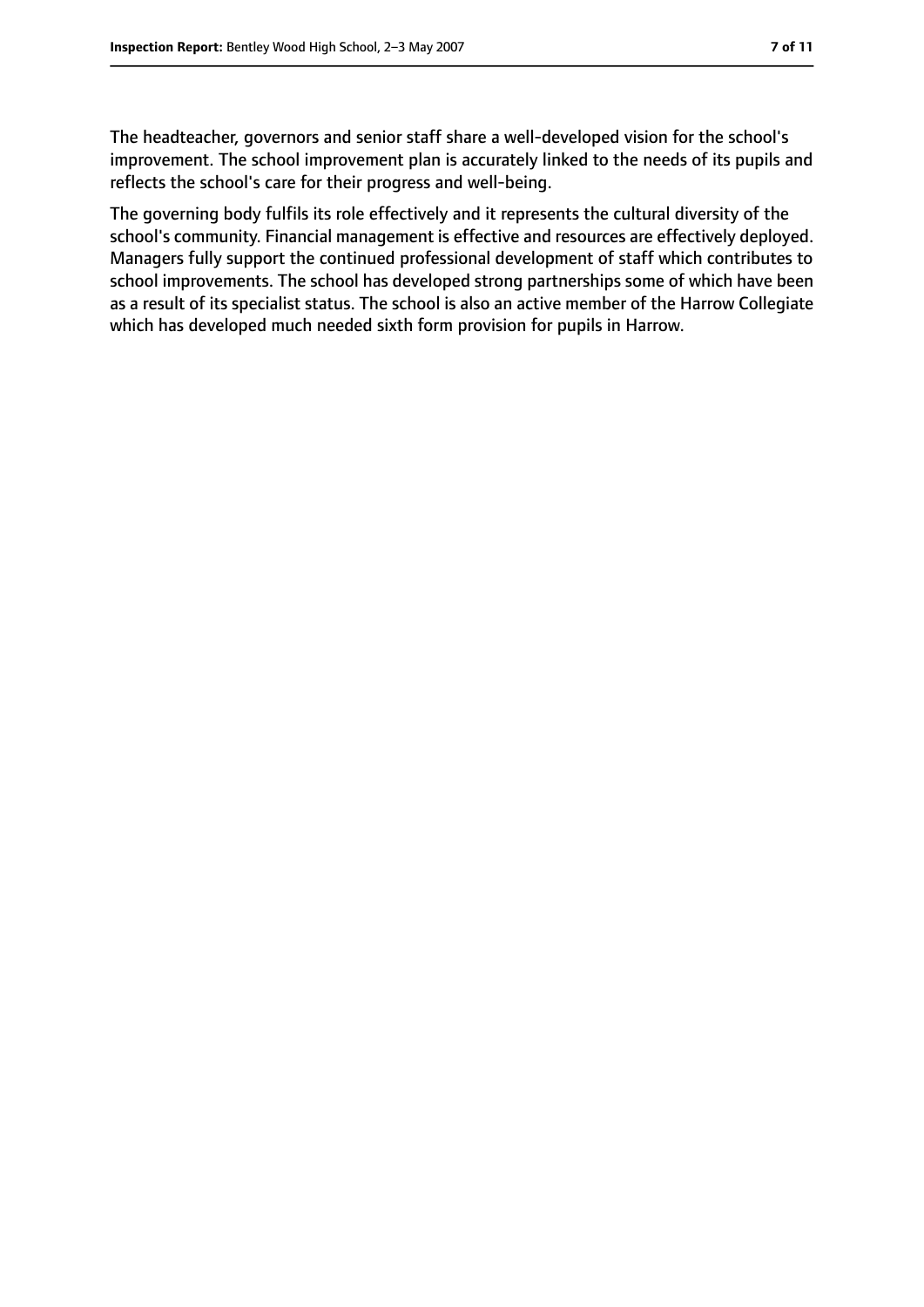The headteacher, governors and senior staff share a well-developed vision for the school's improvement. The school improvement plan is accurately linked to the needs of its pupils and reflects the school's care for their progress and well-being.

The governing body fulfils its role effectively and it represents the cultural diversity of the school's community. Financial management is effective and resources are effectively deployed. Managers fully support the continued professional development of staff which contributes to school improvements. The school has developed strong partnerships some of which have been as a result of its specialist status. The school is also an active member of the Harrow Collegiate which has developed much needed sixth form provision for pupils in Harrow.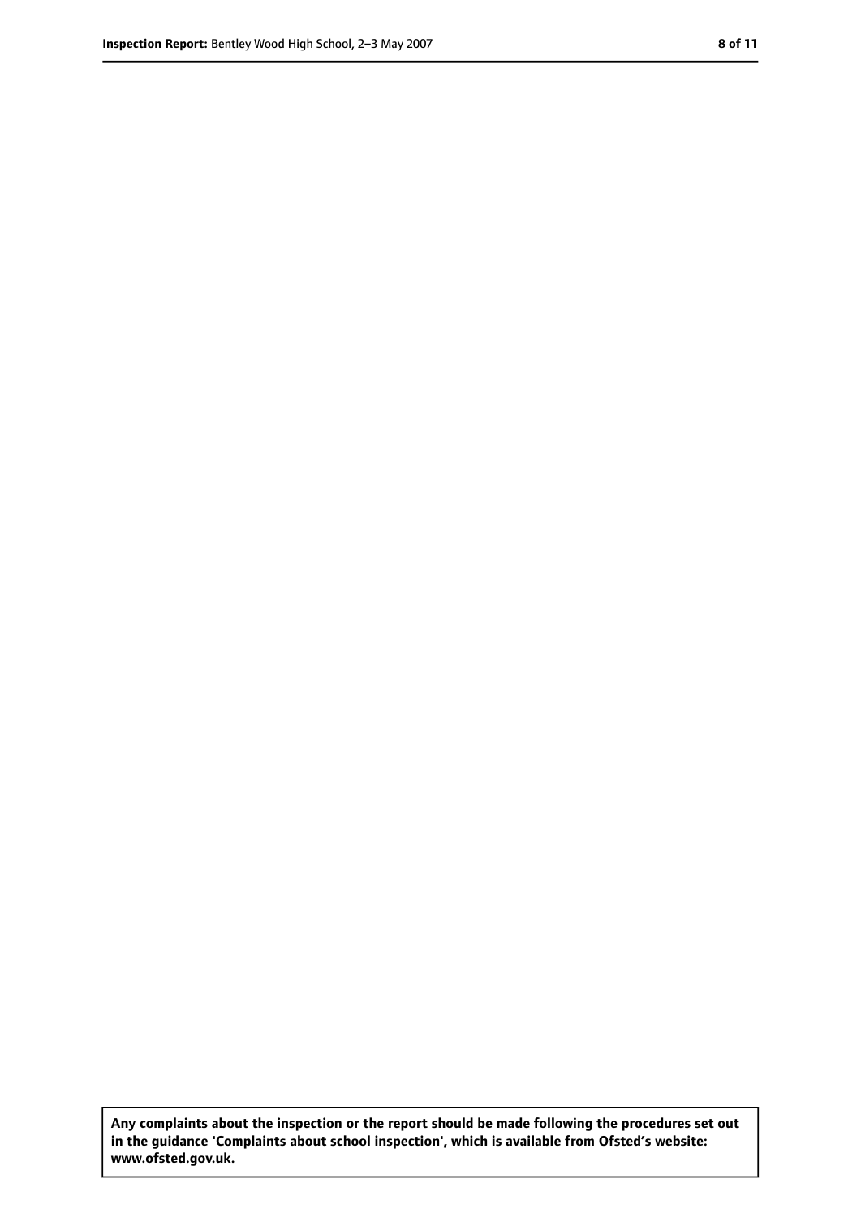**Any complaints about the inspection or the report should be made following the procedures set out in the guidance 'Complaints about school inspection', which is available from Ofsted's website: www.ofsted.gov.uk.**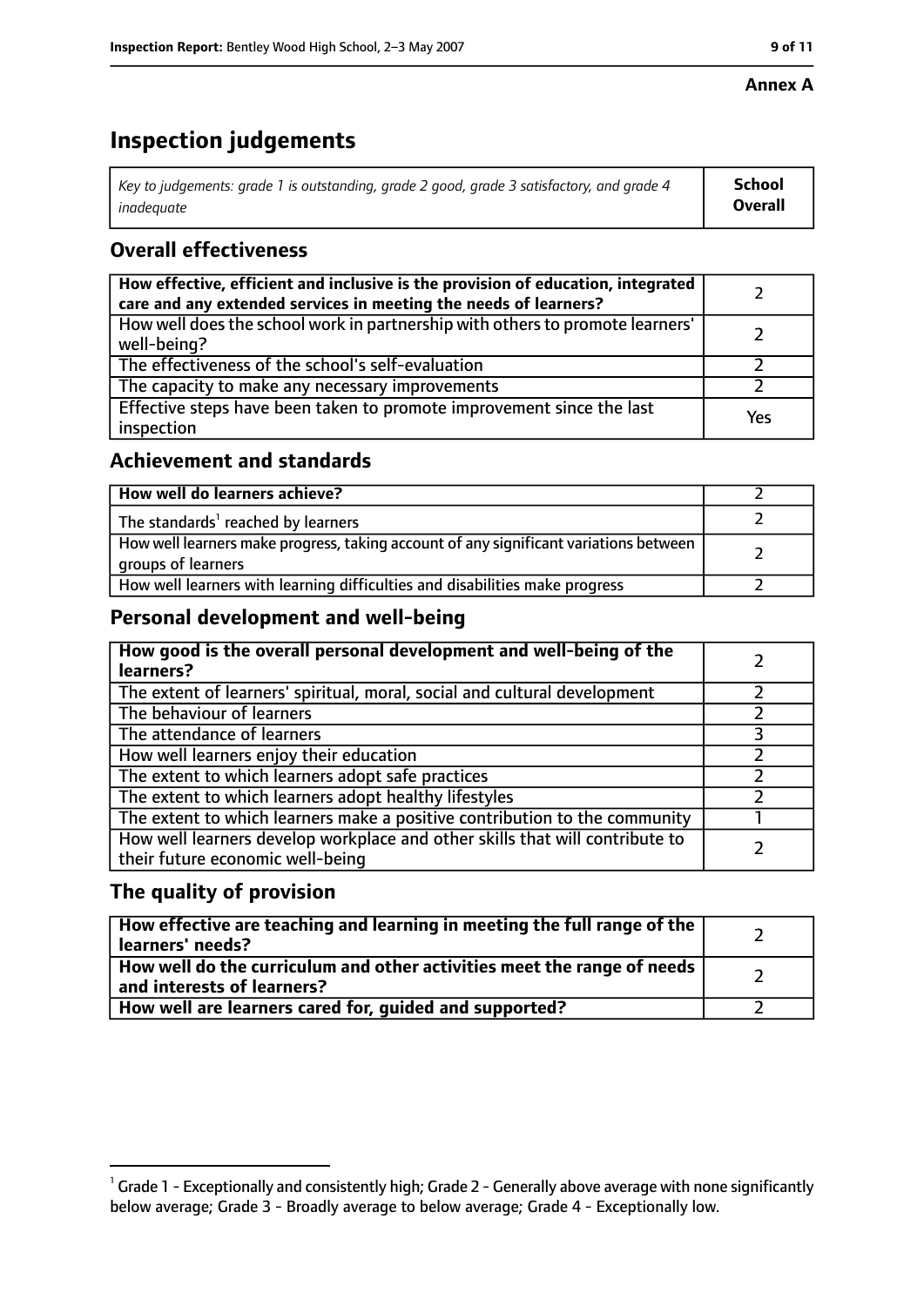**Annex A**

# Inspection judgements

| *Key to judgements: grade 1 is outstanding, grade 2 good, grade 3 satisfactory, and grade 4 inadequate* | **School Overall** |
|---|---|

## Overall effectiveness

| | |
|---|---|
| **How effective, efficient and inclusive is the provision of education, integrated care and any extended services in meeting the needs of learners?** | 2 |
| How well does the school work in partnership with others to promote learners' well-being? | 2 |
| The effectiveness of the school's self-evaluation | 2 |
| The capacity to make any necessary improvements | 2 |
| Effective steps have been taken to promote improvement since the last inspection | Yes |

## Achievement and standards

| | |
|---|---|
| **How well do learners achieve?** | 2 |
| The standards[1] reached by learners | 2 |
| How well learners make progress, taking account of any significant variations between groups of learners | 2 |
| How well learners with learning difficulties and disabilities make progress | 2 |

## Personal development and well-being

| | |
|---|---|
| **How good is the overall personal development and well-being of the learners?** | 2 |
| The extent of learners' spiritual, moral, social and cultural development | 2 |
| The behaviour of learners | 2 |
| The attendance of learners | 3 |
| How well learners enjoy their education | 2 |
| The extent to which learners adopt safe practices | 2 |
| The extent to which learners adopt healthy lifestyles | 2 |
| The extent to which learners make a positive contribution to the community | 1 |
| How well learners develop workplace and other skills that will contribute to their future economic well-being | 2 |

## The quality of provision

| | |
|---|---|
| **How effective are teaching and learning in meeting the full range of the learners' needs?** | 2 |
| **How well do the curriculum and other activities meet the range of needs and interests of learners?** | 2 |
| **How well are learners cared for, guided and supported?** | 2 |

[1] Grade 1 - Exceptionally and consistently high; Grade 2 - Generally above average with none significantly below average; Grade 3 - Broadly average to below average; Grade 4 - Exceptionally low.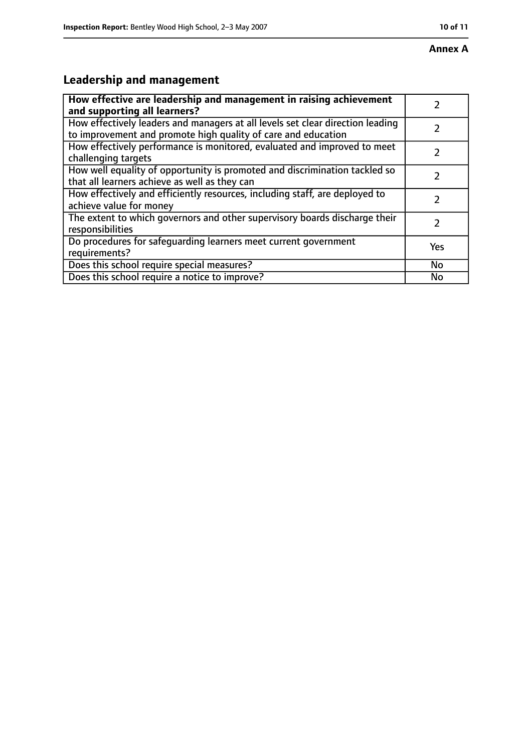**Annex A**

## Leadership and management

| **How effective are leadership and management in raising achievement and supporting all learners?** | 2 |
|---|---|
| How effectively leaders and managers at all levels set clear direction leading to improvement and promote high quality of care and education | 2 |
| How effectively performance is monitored, evaluated and improved to meet challenging targets | 2 |
| How well equality of opportunity is promoted and discrimination tackled so that all learners achieve as well as they can | 2 |
| How effectively and efficiently resources, including staff, are deployed to achieve value for money | 2 |
| The extent to which governors and other supervisory boards discharge their responsibilities | 2 |
| Do procedures for safeguarding learners meet current government requirements? | Yes |
| Does this school require special measures? | No |
| Does this school require a notice to improve? | No |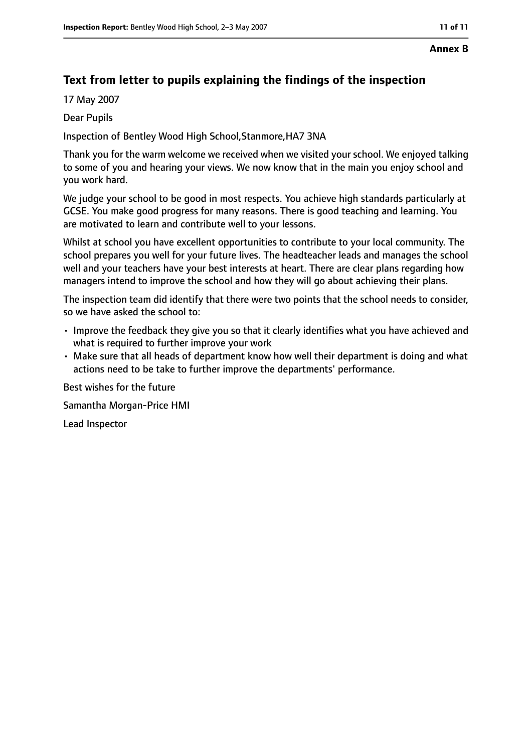**Annex B**

## Text from letter to pupils explaining the findings of the inspection

17 May 2007

Dear Pupils

Inspection of Bentley Wood High School,Stanmore,HA7 3NA

Thank you for the warm welcome we received when we visited your school. We enjoyed talking to some of you and hearing your views. We now know that in the main you enjoy school and you work hard.

We judge your school to be good in most respects. You achieve high standards particularly at GCSE. You make good progress for many reasons. There is good teaching and learning. You are motivated to learn and contribute well to your lessons.

Whilst at school you have excellent opportunities to contribute to your local community. The school prepares you well for your future lives. The headteacher leads and manages the school well and your teachers have your best interests at heart. There are clear plans regarding how managers intend to improve the school and how they will go about achieving their plans.

The inspection team did identify that there were two points that the school needs to consider, so we have asked the school to:

- Improve the feedback they give you so that it clearly identifies what you have achieved and what is required to further improve your work
- Make sure that all heads of department know how well their department is doing and what actions need to be take to further improve the departments' performance.

Best wishes for the future

Samantha Morgan-Price HMI

Lead Inspector